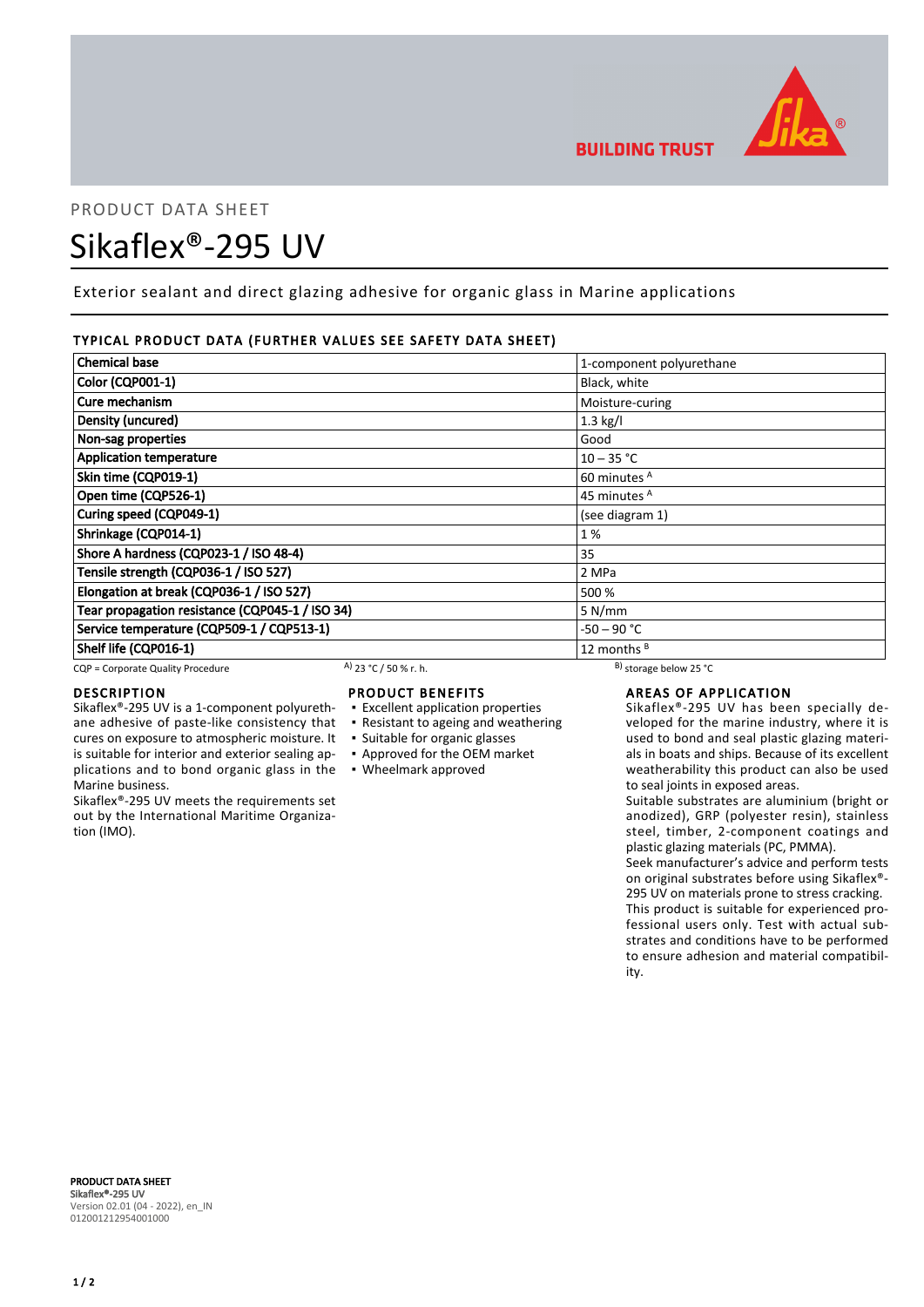PRODUCT DATA SHEET

# Sikaflex®-295 UV

Exterior sealant and direct glazing adhesive for organic glass in Marine applications

## TYPICAL PRODUCT DATA (FURTHER VALUES SEE SAFETY DATA SHEET)

| Property | Value |
|---|---|
| **Chemical base** | 1-component polyurethane |
| **Color (CQP001-1)** | Black, white |
| **Cure mechanism** | Moisture-curing |
| **Density (uncured)** | 1.3 kg/l |
| **Non-sag properties** | Good |
| **Application temperature** | 10 – 35 °C |
| **Skin time (CQP019-1)** | 60 minutes [A] |
| **Open time (CQP526-1)** | 45 minutes [A] |
| **Curing speed (CQP049-1)** | (see diagram 1) |
| **Shrinkage (CQP014-1)** | 1 % |
| **Shore A hardness (CQP023-1 / ISO 48-4)** | 35 |
| **Tensile strength (CQP036-1 / ISO 527)** | 2 MPa |
| **Elongation at break (CQP036-1 / ISO 527)** | 500 % |
| **Tear propagation resistance (CQP045-1 / ISO 34)** | 5 N/mm |
| **Service temperature (CQP509-1 / CQP513-1)** | -50 – 90 °C |
| **Shelf life (CQP016-1)** | 12 months [B] |

CQP = Corporate Quality Procedure  A) 23 °C / 50 % r. h.  B) storage below 25 °C

## DESCRIPTION

Sikaflex®-295 UV is a 1-component polyurethane adhesive of paste-like consistency that cures on exposure to atmospheric moisture. It is suitable for interior and exterior sealing applications and to bond organic glass in the Marine business.

Sikaflex®-295 UV meets the requirements set out by the International Maritime Organization (IMO).

## PRODUCT BENEFITS

- Excellent application properties
- Resistant to ageing and weathering
- Suitable for organic glasses
- Approved for the OEM market
- Wheelmark approved

## AREAS OF APPLICATION

Sikaflex®-295 UV has been specially developed for the marine industry, where it is used to bond and seal plastic glazing materials in boats and ships. Because of its excellent weatherability this product can also be used to seal joints in exposed areas.

Suitable substrates are aluminium (bright or anodized), GRP (polyester resin), stainless steel, timber, 2-component coatings and plastic glazing materials (PC, PMMA).

Seek manufacturer's advice and perform tests on original substrates before using Sikaflex®-295 UV on materials prone to stress cracking.

This product is suitable for experienced professional users only. Test with actual substrates and conditions have to be performed to ensure adhesion and material compatibility.

**PRODUCT DATA SHEET**
**Sikaflex®-295 UV**
Version 02.01 (04 - 2022), en_IN
012001212954001000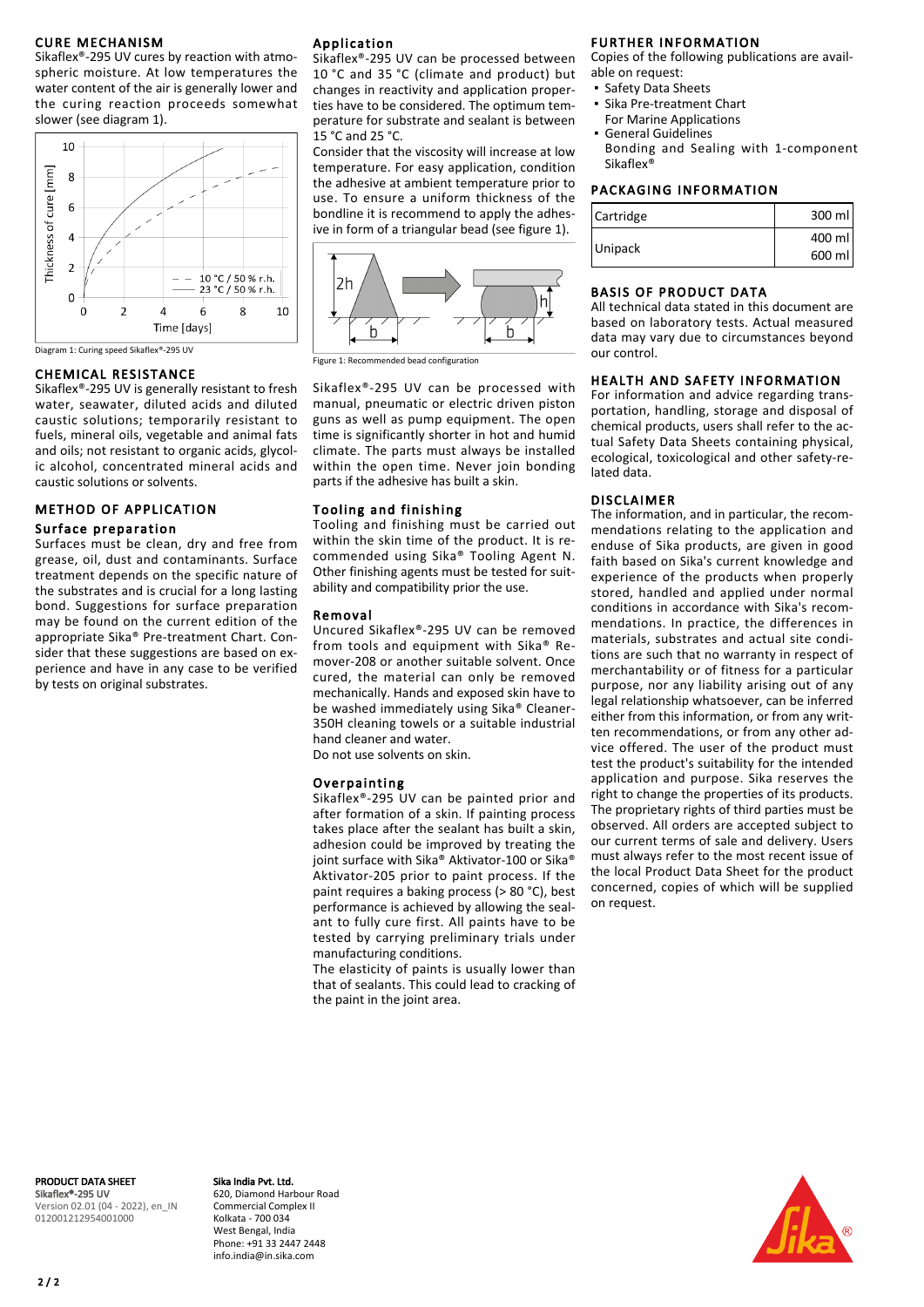## CURE MECHANISM

Sikaflex®-295 UV cures by reaction with atmospheric moisture. At low temperatures the water content of the air is generally lower and the curing reaction proceeds somewhat slower (see diagram 1).

Thickness of cure [mm]
10
8
6
4
2
0
0 2 4 6 8 10
Time [days]
10 °C / 50 % r.h.
23 °C / 50 % r.h.

Diagram 1: Curing speed Sikaflex®-295 UV

## CHEMICAL RESISTANCE

Sikaflex®-295 UV is generally resistant to fresh water, seawater, diluted acids and diluted caustic solutions; temporarily resistant to fuels, mineral oils, vegetable and animal fats and oils; not resistant to organic acids, glycolic alcohol, concentrated mineral acids and caustic solutions or solvents.

## METHOD OF APPLICATION

### Surface preparation

Surfaces must be clean, dry and free from grease, oil, dust and contaminants. Surface treatment depends on the specific nature of the substrates and is crucial for a long lasting bond. Suggestions for surface preparation may be found on the current edition of the appropriate Sika® Pre-treatment Chart. Consider that these suggestions are based on experience and have in any case to be verified by tests on original substrates.

### Application

Sikaflex®-295 UV can be processed between 10 °C and 35 °C (climate and product) but changes in reactivity and application properties have to be considered. The optimum temperature for substrate and sealant is between 15 °C and 25 °C.

Consider that the viscosity will increase at low temperature. For easy application, condition the adhesive at ambient temperature prior to use. To ensure a uniform thickness of the bondline it is recommend to apply the adhesive in form of a triangular bead (see figure 1).

2h
b
h
b

Figure 1: Recommended bead configuration

Sikaflex®-295 UV can be processed with manual, pneumatic or electric driven piston guns as well as pump equipment. The open time is significantly shorter in hot and humid climate. The parts must always be installed within the open time. Never join bonding parts if the adhesive has built a skin.

### Tooling and finishing

Tooling and finishing must be carried out within the skin time of the product. It is recommended using Sika® Tooling Agent N. Other finishing agents must be tested for suitability and compatibility prior the use.

### Removal

Uncured Sikaflex®-295 UV can be removed from tools and equipment with Sika® Remover-208 or another suitable solvent. Once cured, the material can only be removed mechanically. Hands and exposed skin have to be washed immediately using Sika® Cleaner-350H cleaning towels or a suitable industrial hand cleaner and water.

Do not use solvents on skin.

### Overpainting

Sikaflex®-295 UV can be painted prior and after formation of a skin. If painting process takes place after the sealant has built a skin, adhesion could be improved by treating the joint surface with Sika® Aktivator-100 or Sika® Aktivator-205 prior to paint process. If the paint requires a baking process (> 80 °C), best performance is achieved by allowing the sealant to fully cure first. All paints have to be tested by carrying preliminary trials under manufacturing conditions.

The elasticity of paints is usually lower than that of sealants. This could lead to cracking of the paint in the joint area.

## FURTHER INFORMATION

Copies of the following publications are available on request:

- Safety Data Sheets
- Sika Pre-treatment Chart For Marine Applications
- General Guidelines Bonding and Sealing with 1-component Sikaflex®

## PACKAGING INFORMATION

| | |
|---|---|
| Cartridge | 300 ml |
| Unipack | 400 ml<br>600 ml |

## BASIS OF PRODUCT DATA

All technical data stated in this document are based on laboratory tests. Actual measured data may vary due to circumstances beyond our control.

## HEALTH AND SAFETY INFORMATION

For information and advice regarding transportation, handling, storage and disposal of chemical products, users shall refer to the actual Safety Data Sheets containing physical, ecological, toxicological and other safety-related data.

## DISCLAIMER

The information, and in particular, the recommendations relating to the application and enduse of Sika products, are given in good faith based on Sika's current knowledge and experience of the products when properly stored, handled and applied under normal conditions in accordance with Sika's recommendations. In practice, the differences in materials, substrates and actual site conditions are such that no warranty in respect of merchantability or of fitness for a particular purpose, nor any liability arising out of any legal relationship whatsoever, can be inferred either from this information, or from any written recommendations, or from any other advice offered. The user of the product must test the product's suitability for the intended application and purpose. Sika reserves the right to change the properties of its products. The proprietary rights of third parties must be observed. All orders are accepted subject to our current terms of sale and delivery. Users must always refer to the most recent issue of the local Product Data Sheet for the product concerned, copies of which will be supplied on request.

**PRODUCT DATA SHEET**
**Sikaflex®-295 UV**
Version 02.01 (04 - 2022), en_IN
012001212954001000

**Sika India Pvt. Ltd.**
620, Diamond Harbour Road
Commercial Complex II
Kolkata - 700 034
West Bengal, India
Phone: +91 33 2447 2448
info.india@in.sika.com